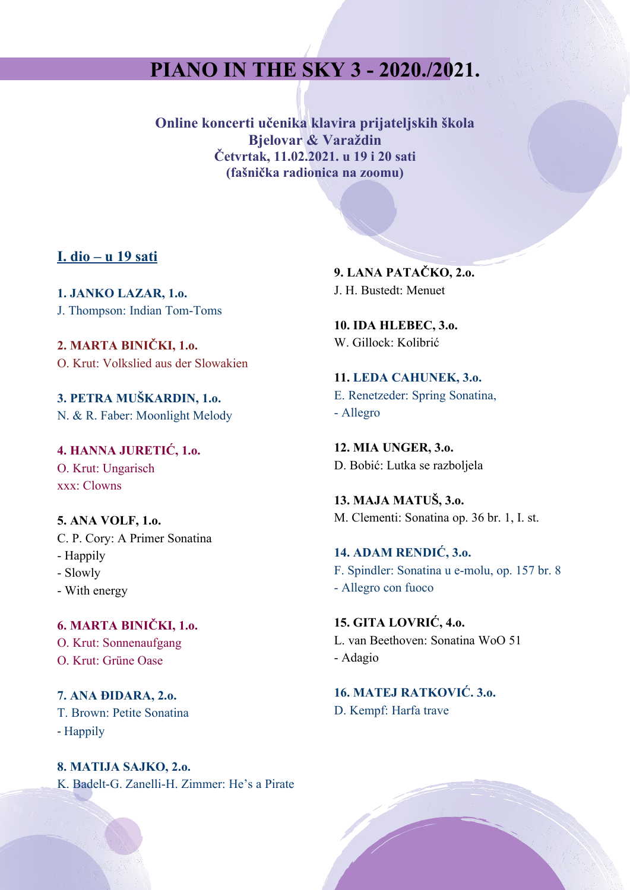# PIANO IN THE SKY 3 - 2020./2021.

**Online koncerti učenika klavira prijateljskih škola**
**Bjelovar & Varaždin**
**Četvrtak, 11.02.2021. u 19 i 20 sati**
**(fašnička radionica na zoomu)**

## I. dio – u 19 sati

**1. JANKO LAZAR, 1.o.**
J. Thompson: Indian Tom-Toms

**2. MARTA BINIČKI, 1.o.**
O. Krut: Volkslied aus der Slowakien

**3. PETRA MUŠKARDIN, 1.o.**
N. & R. Faber: Moonlight Melody

**4. HANNA JURETIĆ, 1.o.**
O. Krut: Ungarisch
xxx: Clowns

**5. ANA VOLF, 1.o.**
C. P. Cory: A Primer Sonatina
- Happily
- Slowly
- With energy

**6. MARTA BINIČKI, 1.o.**
O. Krut: Sonnenaufgang
O. Krut: Grüne Oase

**7. ANA ĐIDARA, 2.o.**
T. Brown: Petite Sonatina
- Happily

**8. MATIJA SAJKO, 2.o.**
K. Badelt-G. Zanelli-H. Zimmer: He's a Pirate

**9. LANA PATAČKO, 2.o.**
J. H. Bustedt: Menuet

**10. IDA HLEBEC, 3.o.**
W. Gillock: Kolibrić

**11. LEDA CAHUNEK, 3.o.**
E. Renetzeder: Spring Sonatina,
- Allegro

**12. MIA UNGER, 3.o.**
D. Bobić: Lutka se razboljela

**13. MAJA MATUŠ, 3.o.**
M. Clementi: Sonatina op. 36 br. 1, I. st.

**14. ADAM RENDIĆ, 3.o.**
F. Spindler: Sonatina u e-molu, op. 157 br. 8
- Allegro con fuoco

**15. GITA LOVRIĆ, 4.o.**
L. van Beethoven: Sonatina WoO 51
- Adagio

**16. MATEJ RATKOVIĆ. 3.o.**
D. Kempf: Harfa trave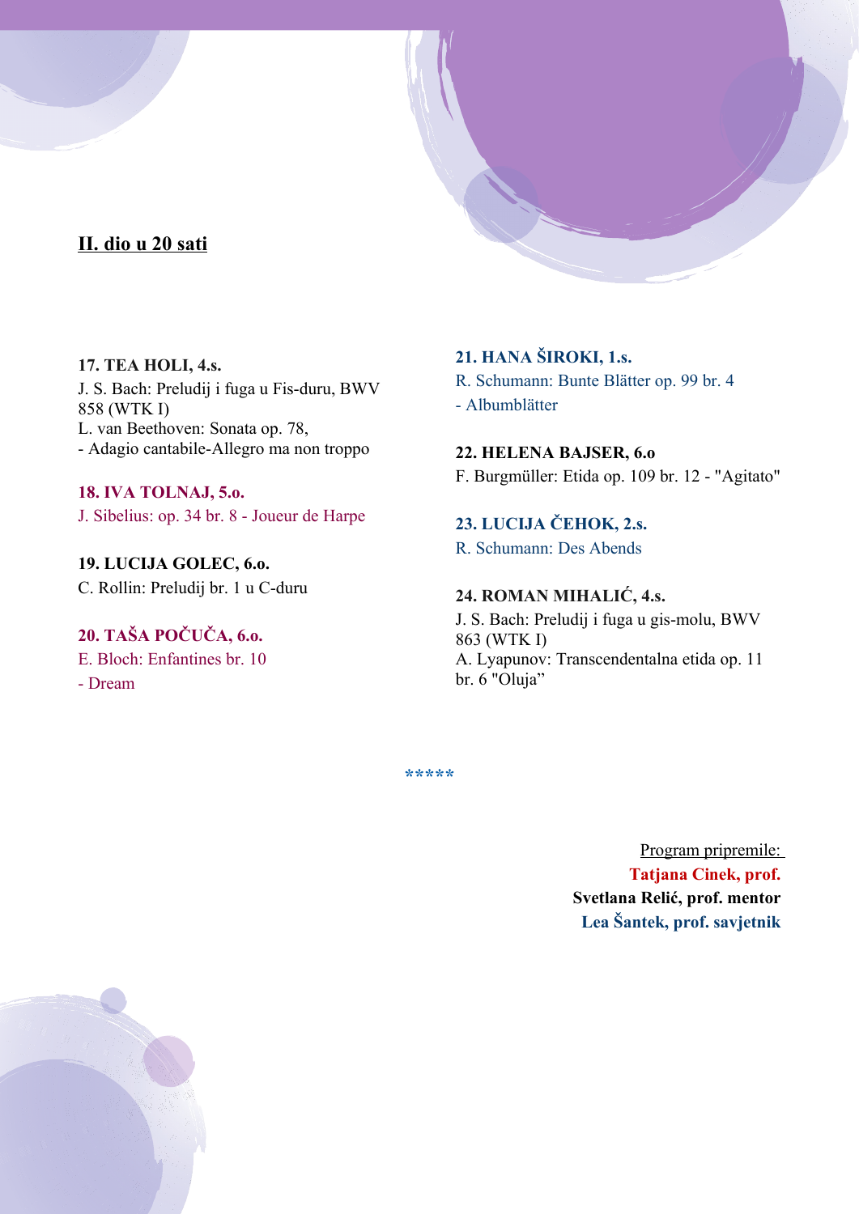**II. dio u 20 sati**

**17. TEA HOLI, 4.s.**
J. S. Bach: Preludij i fuga u Fis-duru, BWV 858 (WTK I)
L. van Beethoven: Sonata op. 78,
- Adagio cantabile-Allegro ma non troppo

**18. IVA TOLNAJ, 5.o.**
J. Sibelius: op. 34 br. 8 - Joueur de Harpe

**19. LUCIJA GOLEC, 6.o.**
C. Rollin: Preludij br. 1 u C-duru

**20. TAŠA POČUČA, 6.o.**
E. Bloch: Enfantines br. 10
- Dream

**21. HANA ŠIROKI, 1.s.**
R. Schumann: Bunte Blätter op. 99 br. 4
- Albumblätter

**22. HELENA BAJSER, 6.o**
F. Burgmüller: Etida op. 109 br. 12 - "Agitato"

**23. LUCIJA ČEHOK, 2.s.**
R. Schumann: Des Abends

**24. ROMAN MIHALIĆ, 4.s.**
J. S. Bach: Preludij i fuga u gis-molu, BWV 863 (WTK I)
A. Lyapunov: Transcendentalna etida op. 11 br. 6 "Oluja"

*****

Program pripremile:
**Tatjana Cinek, prof.**
**Svetlana Relić, prof. mentor**
**Lea Šantek, prof. savjetnik**